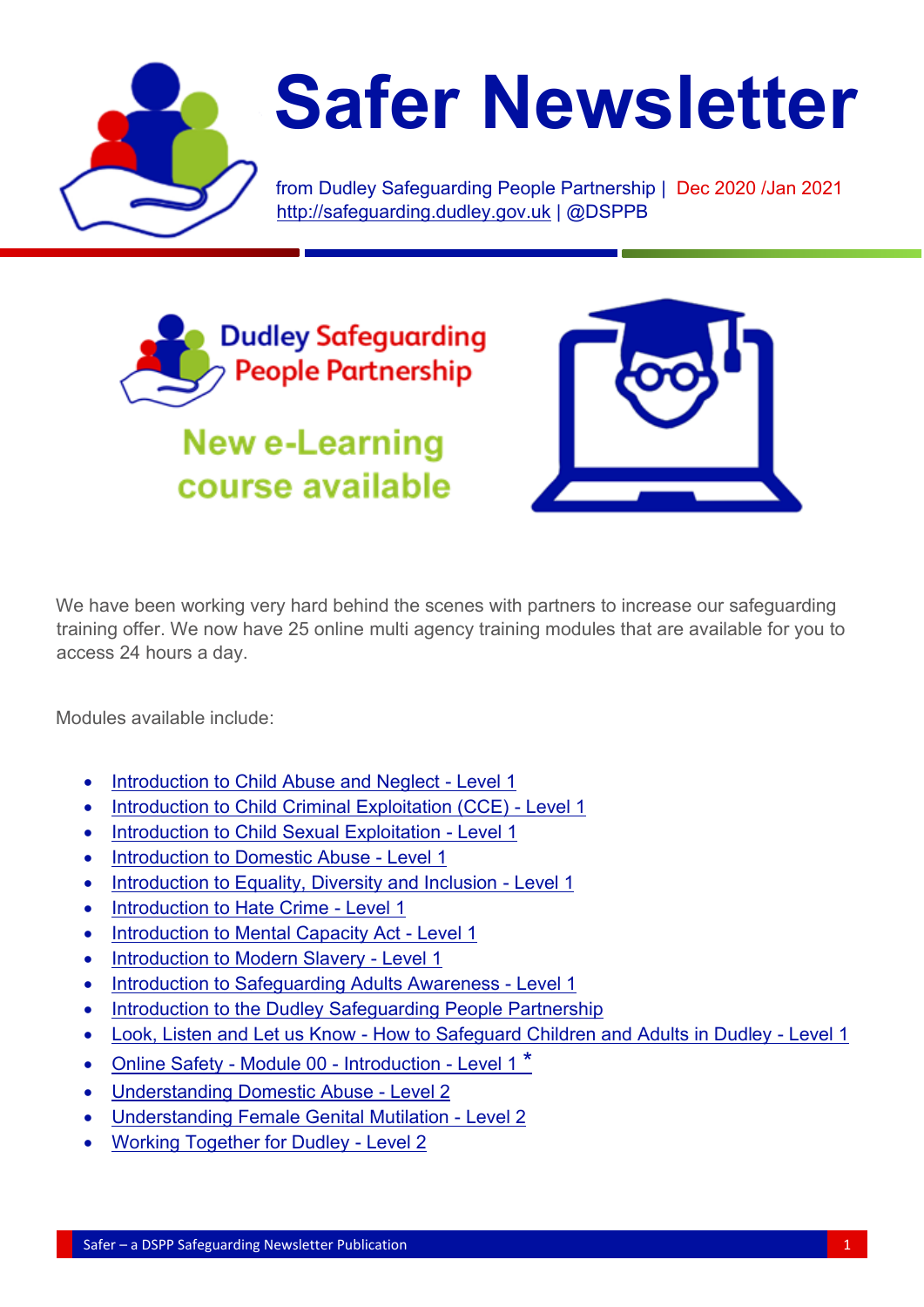# Safer Newsletter

from Dudley Safeguarding People Partnership | Dec 2020 /Jan 2021
http://safeguarding.dudley.gov.uk | @DSPPB

Dudley Safeguarding People Partnership

## New e-Learning course available

We have been working very hard behind the scenes with partners to increase our safeguarding training offer. We now have 25 online multi agency training modules that are available for you to access 24 hours a day.

Modules available include:

- Introduction to Child Abuse and Neglect - Level 1
- Introduction to Child Criminal Exploitation (CCE) - Level 1
- Introduction to Child Sexual Exploitation - Level 1
- Introduction to Domestic Abuse - Level 1
- Introduction to Equality, Diversity and Inclusion - Level 1
- Introduction to Hate Crime - Level 1
- Introduction to Mental Capacity Act - Level 1
- Introduction to Modern Slavery - Level 1
- Introduction to Safeguarding Adults Awareness - Level 1
- Introduction to the Dudley Safeguarding People Partnership
- Look, Listen and Let us Know - How to Safeguard Children and Adults in Dudley - Level 1
- Online Safety - Module 00 - Introduction - Level 1 *
- Understanding Domestic Abuse - Level 2
- Understanding Female Genital Mutilation - Level 2
- Working Together for Dudley - Level 2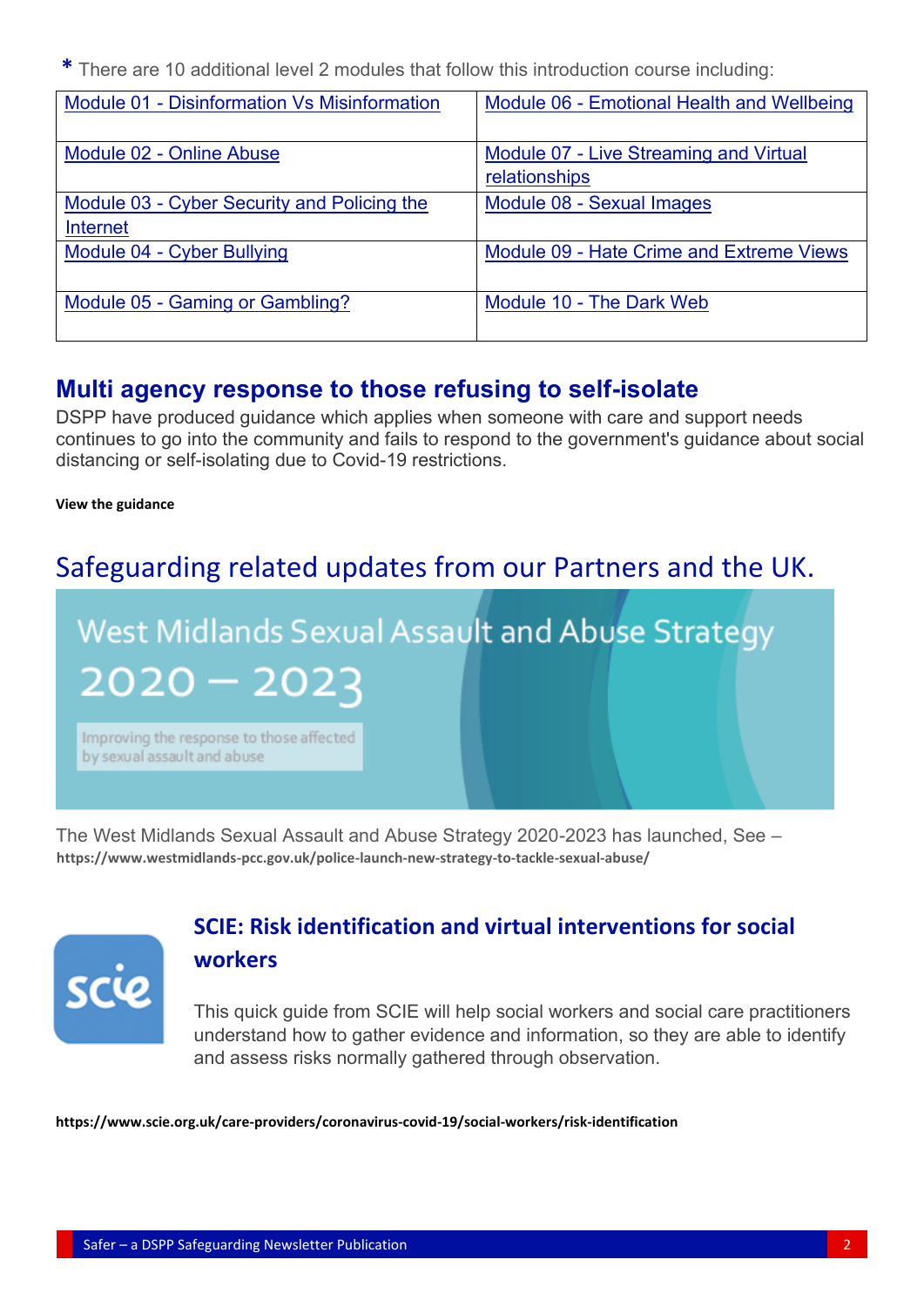\* There are 10 additional level 2 modules that follow this introduction course including:

| | |
|---|---|
| Module 01 - Disinformation Vs Misinformation | Module 06 - Emotional Health and Wellbeing |
| Module 02 - Online Abuse | Module 07 - Live Streaming and Virtual relationships |
| Module 03 - Cyber Security and Policing the Internet | Module 08 - Sexual Images |
| Module 04 - Cyber Bullying | Module 09 - Hate Crime and Extreme Views |
| Module 05 - Gaming or Gambling? | Module 10 - The Dark Web |

## Multi agency response to those refusing to self-isolate

DSPP have produced guidance which applies when someone with care and support needs continues to go into the community and fails to respond to the government's guidance about social distancing or self-isolating due to Covid-19 restrictions.

**View the guidance**

# Safeguarding related updates from our Partners and the UK.

West Midlands Sexual Assault and Abuse Strategy 2020 – 2023

Improving the response to those affected by sexual assault and abuse

The West Midlands Sexual Assault and Abuse Strategy 2020-2023 has launched, See – **https://www.westmidlands-pcc.gov.uk/police-launch-new-strategy-to-tackle-sexual-abuse/**

## SCIE: Risk identification and virtual interventions for social workers

This quick guide from SCIE will help social workers and social care practitioners understand how to gather evidence and information, so they are able to identify and assess risks normally gathered through observation.

**https://www.scie.org.uk/care-providers/coronavirus-covid-19/social-workers/risk-identification**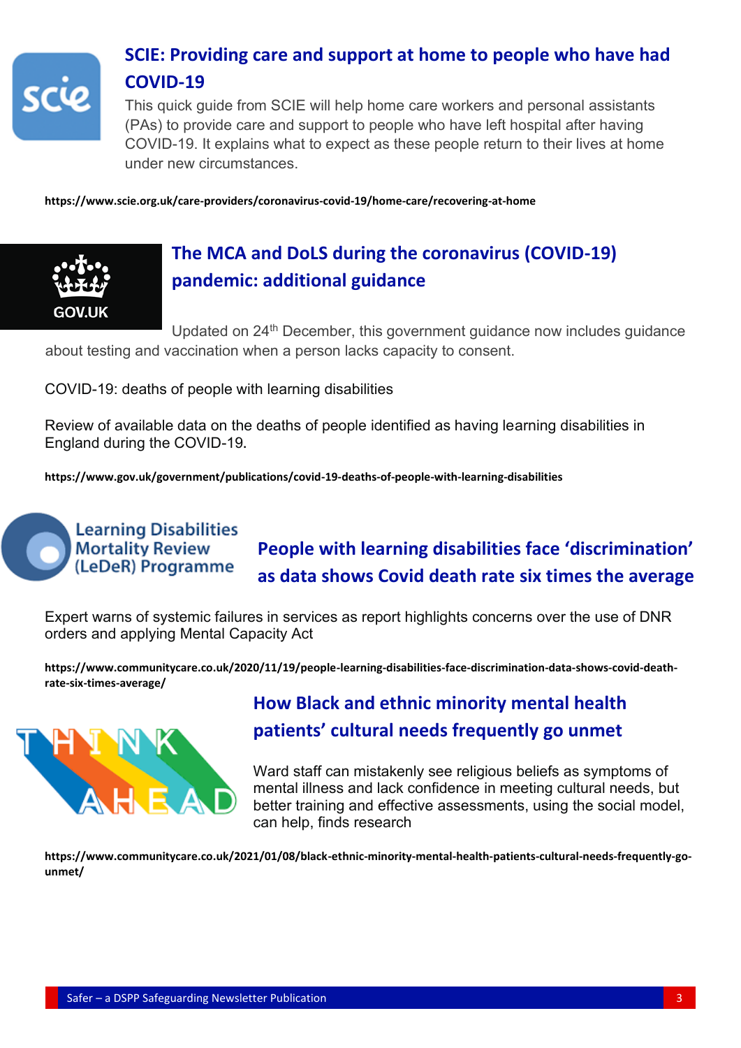## SCIE: Providing care and support at home to people who have had COVID-19

This quick guide from SCIE will help home care workers and personal assistants (PAs) to provide care and support to people who have left hospital after having COVID-19. It explains what to expect as these people return to their lives at home under new circumstances.

**https://www.scie.org.uk/care-providers/coronavirus-covid-19/home-care/recovering-at-home**

## The MCA and DoLS during the coronavirus (COVID-19) pandemic: additional guidance

Updated on 24th December, this government guidance now includes guidance about testing and vaccination when a person lacks capacity to consent.

COVID-19: deaths of people with learning disabilities

Review of available data on the deaths of people identified as having learning disabilities in England during the COVID-19.

**https://www.gov.uk/government/publications/covid-19-deaths-of-people-with-learning-disabilities**

## People with learning disabilities face 'discrimination' as data shows Covid death rate six times the average

Expert warns of systemic failures in services as report highlights concerns over the use of DNR orders and applying Mental Capacity Act

**https://www.communitycare.co.uk/2020/11/19/people-learning-disabilities-face-discrimination-data-shows-covid-death-rate-six-times-average/**

## How Black and ethnic minority mental health patients' cultural needs frequently go unmet

Ward staff can mistakenly see religious beliefs as symptoms of mental illness and lack confidence in meeting cultural needs, but better training and effective assessments, using the social model, can help, finds research

**https://www.communitycare.co.uk/2021/01/08/black-ethnic-minority-mental-health-patients-cultural-needs-frequently-go-unmet/**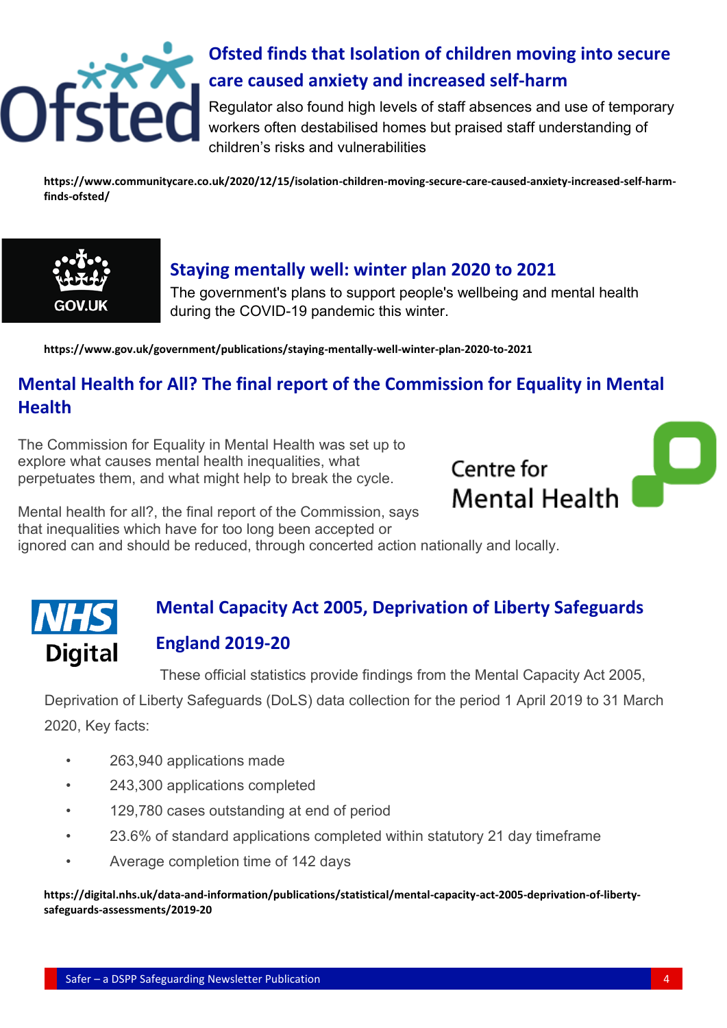## Ofsted finds that Isolation of children moving into secure care caused anxiety and increased self-harm

Regulator also found high levels of staff absences and use of temporary workers often destabilised homes but praised staff understanding of children's risks and vulnerabilities

**https://www.communitycare.co.uk/2020/12/15/isolation-children-moving-secure-care-caused-anxiety-increased-self-harm-finds-ofsted/**

## Staying mentally well: winter plan 2020 to 2021

The government's plans to support people's wellbeing and mental health during the COVID-19 pandemic this winter.

**https://www.gov.uk/government/publications/staying-mentally-well-winter-plan-2020-to-2021**

## Mental Health for All? The final report of the Commission for Equality in Mental Health

The Commission for Equality in Mental Health was set up to explore what causes mental health inequalities, what perpetuates them, and what might help to break the cycle.

Mental health for all?, the final report of the Commission, says that inequalities which have for too long been accepted or ignored can and should be reduced, through concerted action nationally and locally.

## Mental Capacity Act 2005, Deprivation of Liberty Safeguards England 2019-20

These official statistics provide findings from the Mental Capacity Act 2005, Deprivation of Liberty Safeguards (DoLS) data collection for the period 1 April 2019 to 31 March 2020, Key facts:

- 263,940 applications made
- 243,300 applications completed
- 129,780 cases outstanding at end of period
- 23.6% of standard applications completed within statutory 21 day timeframe
- Average completion time of 142 days

**https://digital.nhs.uk/data-and-information/publications/statistical/mental-capacity-act-2005-deprivation-of-liberty-safeguards-assessments/2019-20**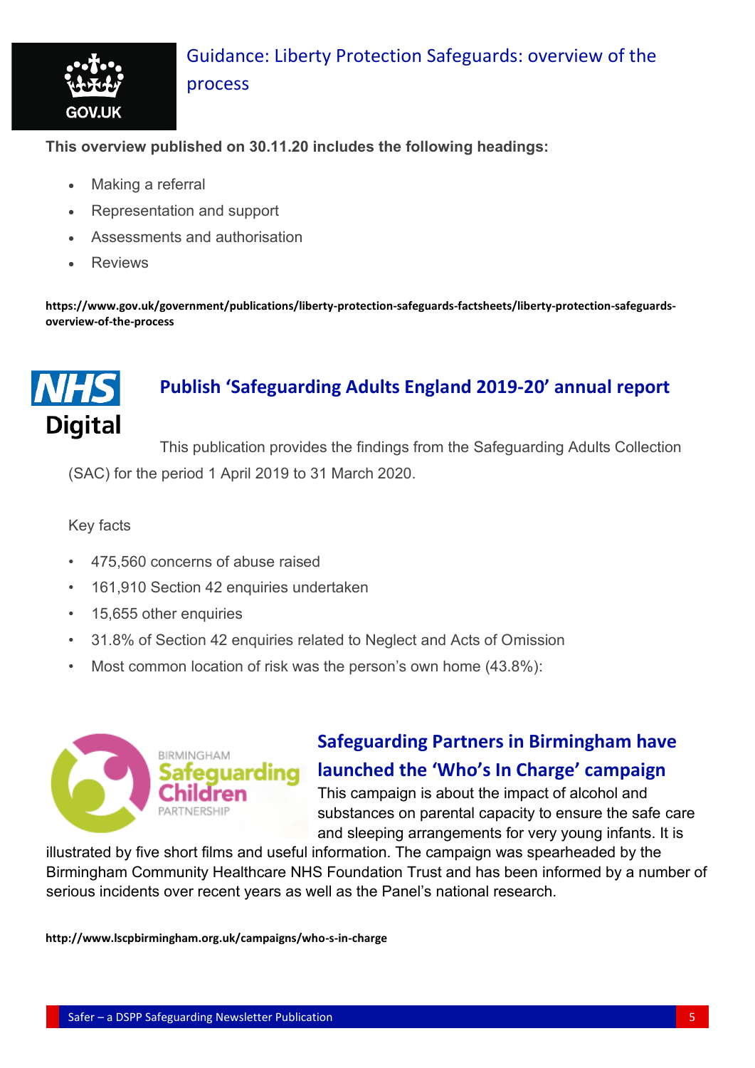## Guidance: Liberty Protection Safeguards: overview of the process

**This overview published on 30.11.20 includes the following headings:**

- Making a referral
- Representation and support
- Assessments and authorisation
- Reviews

**https://www.gov.uk/government/publications/liberty-protection-safeguards-factsheets/liberty-protection-safeguards-overview-of-the-process**

## Publish 'Safeguarding Adults England 2019-20' annual report

This publication provides the findings from the Safeguarding Adults Collection (SAC) for the period 1 April 2019 to 31 March 2020.

Key facts

- 475,560 concerns of abuse raised
- 161,910 Section 42 enquiries undertaken
- 15,655 other enquiries
- 31.8% of Section 42 enquiries related to Neglect and Acts of Omission
- Most common location of risk was the person's own home (43.8%):

## Safeguarding Partners in Birmingham have launched the 'Who's In Charge' campaign

This campaign is about the impact of alcohol and substances on parental capacity to ensure the safe care and sleeping arrangements for very young infants. It is illustrated by five short films and useful information. The campaign was spearheaded by the Birmingham Community Healthcare NHS Foundation Trust and has been informed by a number of serious incidents over recent years as well as the Panel's national research.

**http://www.lscpbirmingham.org.uk/campaigns/who-s-in-charge**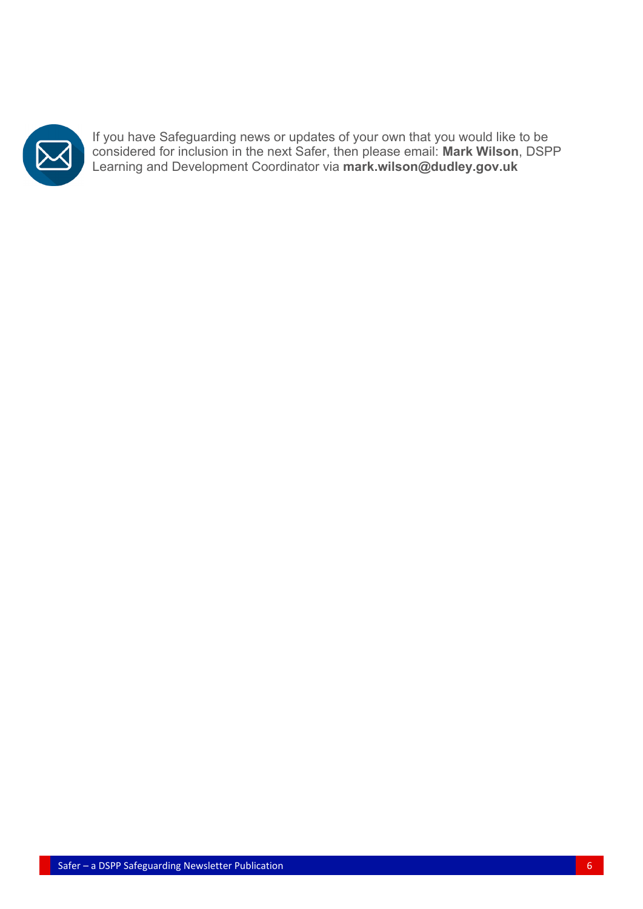If you have Safeguarding news or updates of your own that you would like to be considered for inclusion in the next Safer, then please email: **Mark Wilson**, DSPP Learning and Development Coordinator via **mark.wilson@dudley.gov.uk**